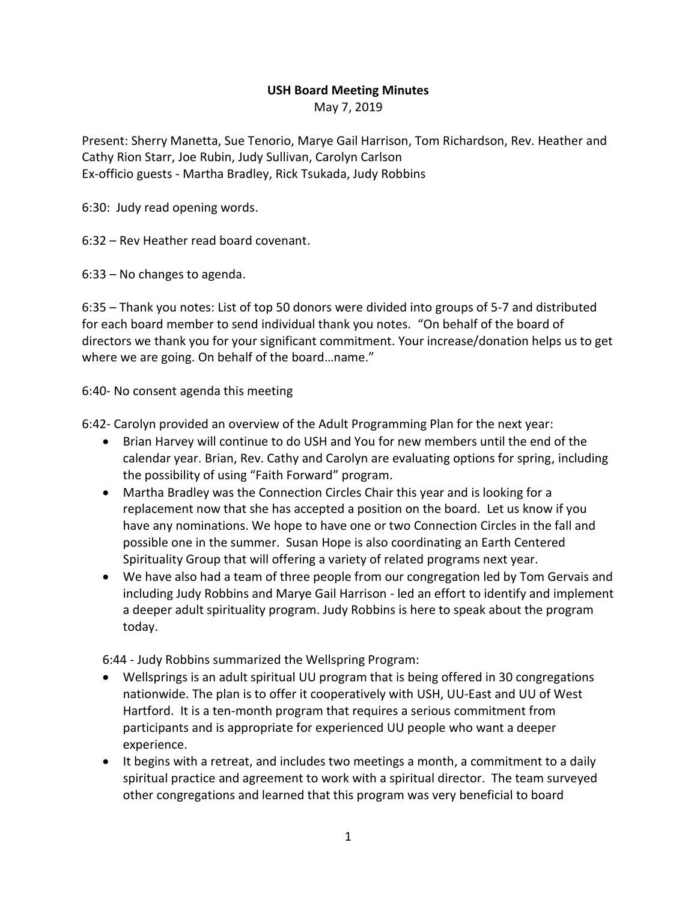**USH Board Meeting Minutes**

May 7, 2019

Present: Sherry Manetta, Sue Tenorio, Marye Gail Harrison, Tom Richardson, Rev. Heather and Cathy Rion Starr, Joe Rubin, Judy Sullivan, Carolyn Carlson
Ex-officio guests - Martha Bradley, Rick Tsukada, Judy Robbins

6:30: Judy read opening words.

6:32 – Rev Heather read board covenant.

6:33 – No changes to agenda.

6:35 – Thank you notes: List of top 50 donors were divided into groups of 5-7 and distributed for each board member to send individual thank you notes. "On behalf of the board of directors we thank you for your significant commitment. Your increase/donation helps us to get where we are going. On behalf of the board…name."

6:40- No consent agenda this meeting

6:42- Carolyn provided an overview of the Adult Programming Plan for the next year:

- Brian Harvey will continue to do USH and You for new members until the end of the calendar year. Brian, Rev. Cathy and Carolyn are evaluating options for spring, including the possibility of using "Faith Forward" program.
- Martha Bradley was the Connection Circles Chair this year and is looking for a replacement now that she has accepted a position on the board. Let us know if you have any nominations. We hope to have one or two Connection Circles in the fall and possible one in the summer. Susan Hope is also coordinating an Earth Centered Spirituality Group that will offering a variety of related programs next year.
- We have also had a team of three people from our congregation led by Tom Gervais and including Judy Robbins and Marye Gail Harrison - led an effort to identify and implement a deeper adult spirituality program. Judy Robbins is here to speak about the program today.

6:44 - Judy Robbins summarized the Wellspring Program:

- Wellsprings is an adult spiritual UU program that is being offered in 30 congregations nationwide. The plan is to offer it cooperatively with USH, UU-East and UU of West Hartford. It is a ten-month program that requires a serious commitment from participants and is appropriate for experienced UU people who want a deeper experience.
- It begins with a retreat, and includes two meetings a month, a commitment to a daily spiritual practice and agreement to work with a spiritual director. The team surveyed other congregations and learned that this program was very beneficial to board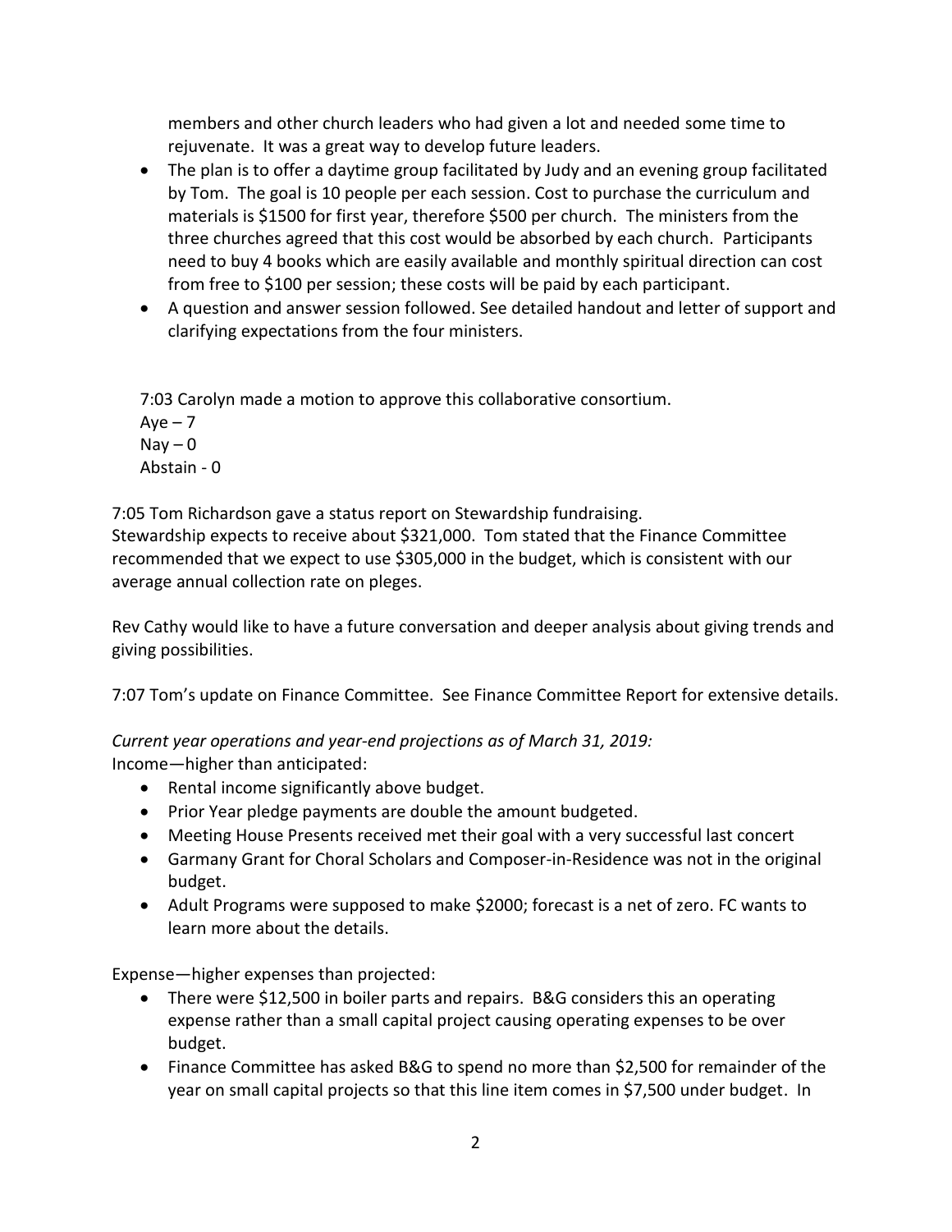members and other church leaders who had given a lot and needed some time to rejuvenate. It was a great way to develop future leaders.

- The plan is to offer a daytime group facilitated by Judy and an evening group facilitated by Tom. The goal is 10 people per each session. Cost to purchase the curriculum and materials is $1500 for first year, therefore $500 per church. The ministers from the three churches agreed that this cost would be absorbed by each church. Participants need to buy 4 books which are easily available and monthly spiritual direction can cost from free to $100 per session; these costs will be paid by each participant.
- A question and answer session followed. See detailed handout and letter of support and clarifying expectations from the four ministers.

7:03 Carolyn made a motion to approve this collaborative consortium.
Aye – 7
Nay – 0
Abstain - 0

7:05 Tom Richardson gave a status report on Stewardship fundraising.
Stewardship expects to receive about $321,000. Tom stated that the Finance Committee recommended that we expect to use $305,000 in the budget, which is consistent with our average annual collection rate on pleges.

Rev Cathy would like to have a future conversation and deeper analysis about giving trends and giving possibilities.

7:07 Tom's update on Finance Committee. See Finance Committee Report for extensive details.

*Current year operations and year-end projections as of March 31, 2019:*
Income—higher than anticipated:

- Rental income significantly above budget.
- Prior Year pledge payments are double the amount budgeted.
- Meeting House Presents received met their goal with a very successful last concert
- Garmany Grant for Choral Scholars and Composer-in-Residence was not in the original budget.
- Adult Programs were supposed to make $2000; forecast is a net of zero. FC wants to learn more about the details.

Expense—higher expenses than projected:

- There were $12,500 in boiler parts and repairs. B&G considers this an operating expense rather than a small capital project causing operating expenses to be over budget.
- Finance Committee has asked B&G to spend no more than $2,500 for remainder of the year on small capital projects so that this line item comes in $7,500 under budget. In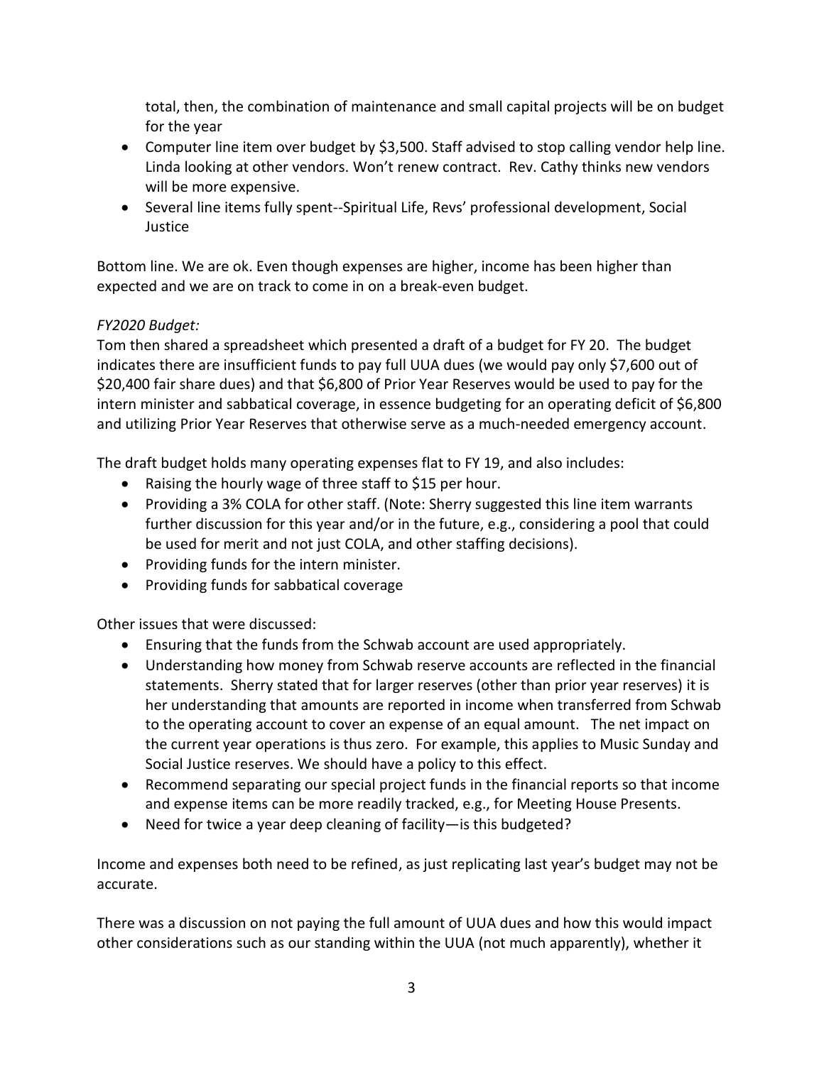total, then, the combination of maintenance and small capital projects will be on budget for the year

- Computer line item over budget by $3,500. Staff advised to stop calling vendor help line. Linda looking at other vendors. Won't renew contract. Rev. Cathy thinks new vendors will be more expensive.
- Several line items fully spent--Spiritual Life, Revs' professional development, Social Justice

Bottom line. We are ok. Even though expenses are higher, income has been higher than expected and we are on track to come in on a break-even budget.

*FY2020 Budget:*

Tom then shared a spreadsheet which presented a draft of a budget for FY 20. The budget indicates there are insufficient funds to pay full UUA dues (we would pay only $7,600 out of $20,400 fair share dues) and that $6,800 of Prior Year Reserves would be used to pay for the intern minister and sabbatical coverage, in essence budgeting for an operating deficit of $6,800 and utilizing Prior Year Reserves that otherwise serve as a much-needed emergency account.

The draft budget holds many operating expenses flat to FY 19, and also includes:

- Raising the hourly wage of three staff to $15 per hour.
- Providing a 3% COLA for other staff. (Note: Sherry suggested this line item warrants further discussion for this year and/or in the future, e.g., considering a pool that could be used for merit and not just COLA, and other staffing decisions).
- Providing funds for the intern minister.
- Providing funds for sabbatical coverage

Other issues that were discussed:

- Ensuring that the funds from the Schwab account are used appropriately.
- Understanding how money from Schwab reserve accounts are reflected in the financial statements. Sherry stated that for larger reserves (other than prior year reserves) it is her understanding that amounts are reported in income when transferred from Schwab to the operating account to cover an expense of an equal amount. The net impact on the current year operations is thus zero. For example, this applies to Music Sunday and Social Justice reserves. We should have a policy to this effect.
- Recommend separating our special project funds in the financial reports so that income and expense items can be more readily tracked, e.g., for Meeting House Presents.
- Need for twice a year deep cleaning of facility—is this budgeted?

Income and expenses both need to be refined, as just replicating last year's budget may not be accurate.

There was a discussion on not paying the full amount of UUA dues and how this would impact other considerations such as our standing within the UUA (not much apparently), whether it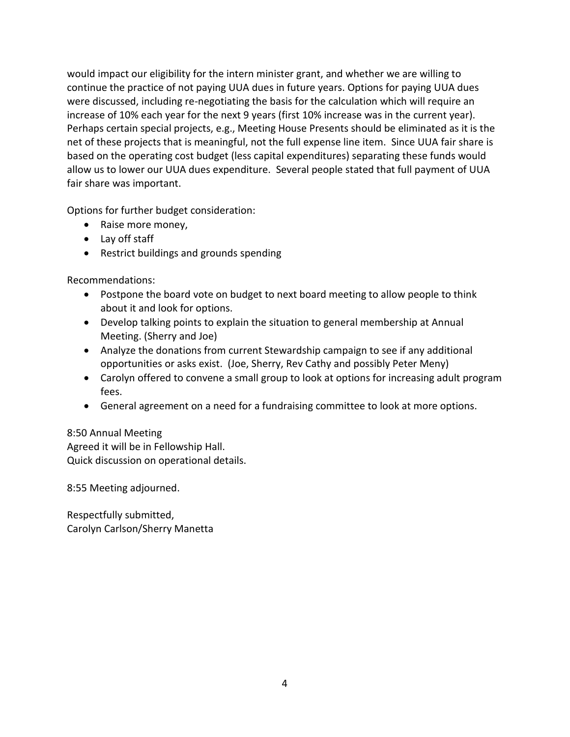would impact our eligibility for the intern minister grant, and whether we are willing to continue the practice of not paying UUA dues in future years. Options for paying UUA dues were discussed, including re-negotiating the basis for the calculation which will require an increase of 10% each year for the next 9 years (first 10% increase was in the current year). Perhaps certain special projects, e.g., Meeting House Presents should be eliminated as it is the net of these projects that is meaningful, not the full expense line item. Since UUA fair share is based on the operating cost budget (less capital expenditures) separating these funds would allow us to lower our UUA dues expenditure. Several people stated that full payment of UUA fair share was important.

Options for further budget consideration:

- Raise more money,
- Lay off staff
- Restrict buildings and grounds spending

Recommendations:

- Postpone the board vote on budget to next board meeting to allow people to think about it and look for options.
- Develop talking points to explain the situation to general membership at Annual Meeting. (Sherry and Joe)
- Analyze the donations from current Stewardship campaign to see if any additional opportunities or asks exist. (Joe, Sherry, Rev Cathy and possibly Peter Meny)
- Carolyn offered to convene a small group to look at options for increasing adult program fees.
- General agreement on a need for a fundraising committee to look at more options.

8:50 Annual Meeting
Agreed it will be in Fellowship Hall.
Quick discussion on operational details.

8:55 Meeting adjourned.

Respectfully submitted,
Carolyn Carlson/Sherry Manetta